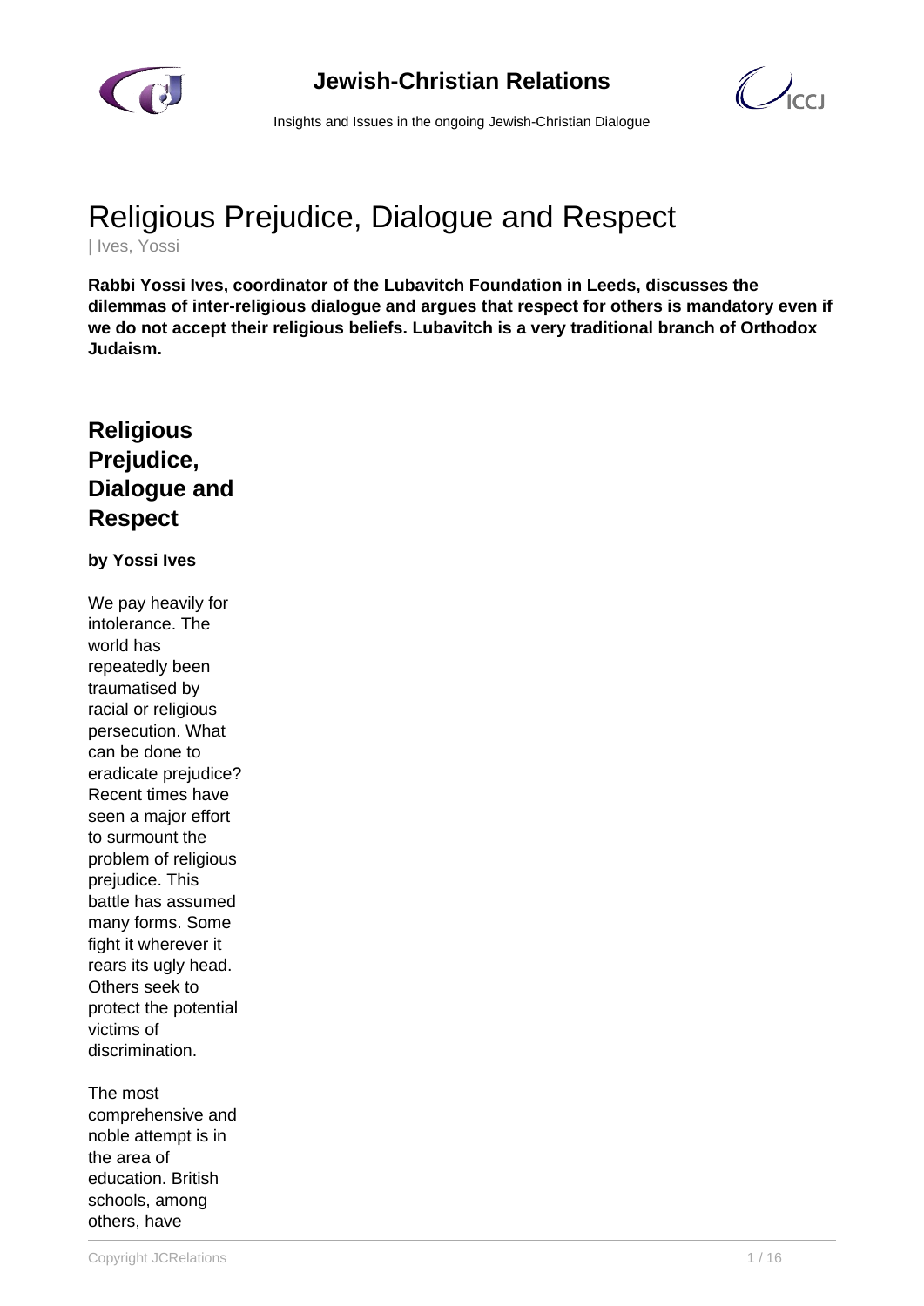# Religious Prejudice, Dialogue and Respect

| Ives, Yossi

**Rabbi Yossi Ives, coordinator of the Lubavitch Foundation in Leeds, discusses the dilemmas of inter-religious dialogue and argues that respect for others is mandatory even if we do not accept their religious beliefs. Lubavitch is a very traditional branch of Orthodox Judaism.**

## Religious Prejudice, Dialogue and Respect

**by Yossi Ives**

We pay heavily for intolerance. The world has repeatedly been traumatised by racial or religious persecution. What can be done to eradicate prejudice? Recent times have seen a major effort to surmount the problem of religious prejudice. This battle has assumed many forms. Some fight it wherever it rears its ugly head. Others seek to protect the potential victims of discrimination.

The most comprehensive and noble attempt is in the area of education. British schools, among others, have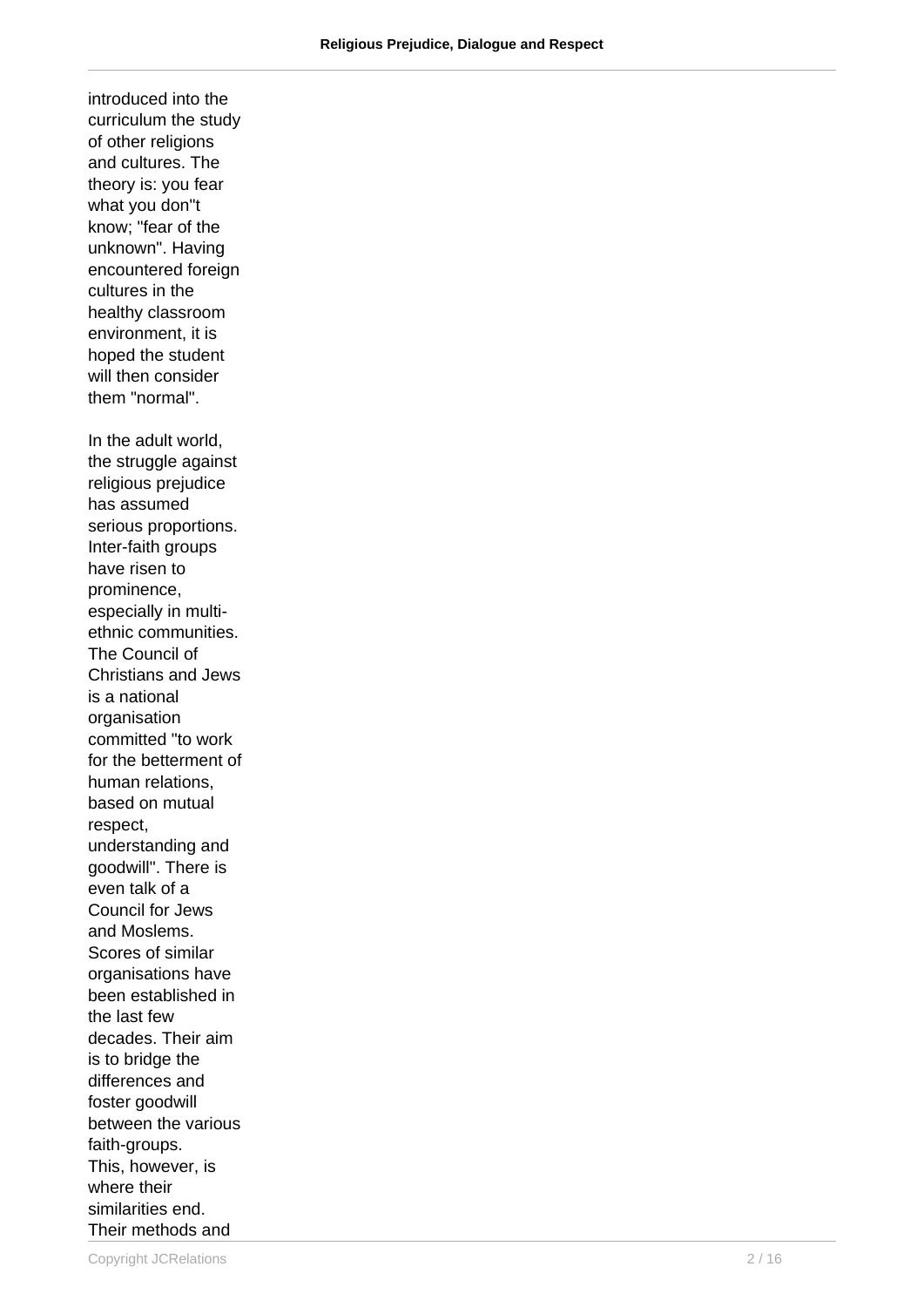introduced into the curriculum the study of other religions and cultures. The theory is: you fear what you don''t know; "fear of the unknown". Having encountered foreign cultures in the healthy classroom environment, it is hoped the student will then consider them "normal".

In the adult world, the struggle against religious prejudice has assumed serious proportions. Inter-faith groups have risen to prominence, especially in multi-ethnic communities. The Council of Christians and Jews is a national organisation committed "to work for the betterment of human relations, based on mutual respect, understanding and goodwill". There is even talk of a Council for Jews and Moslems. Scores of similar organisations have been established in the last few decades. Their aim is to bridge the differences and foster goodwill between the various faith-groups.
This, however, is where their similarities end. Their methods and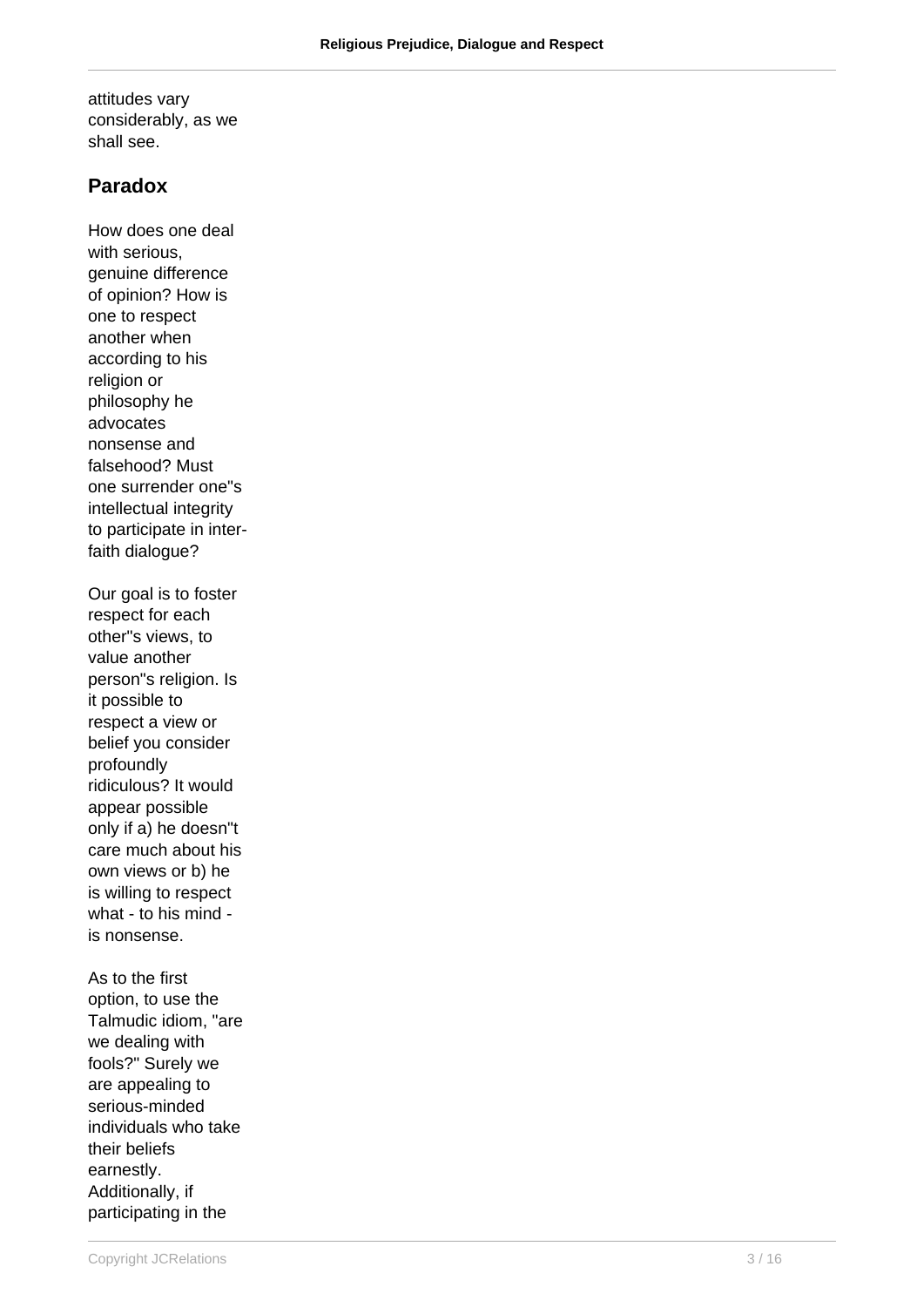attitudes vary considerably, as we shall see.

## Paradox

How does one deal with serious, genuine difference of opinion? How is one to respect another when according to his religion or philosophy he advocates nonsense and falsehood? Must one surrender one''s intellectual integrity to participate in inter-faith dialogue?

Our goal is to foster respect for each other''s views, to value another person''s religion. Is it possible to respect a view or belief you consider profoundly ridiculous? It would appear possible only if a) he doesn''t care much about his own views or b) he is willing to respect what - to his mind - is nonsense.

As to the first option, to use the Talmudic idiom, "are we dealing with fools?" Surely we are appealing to serious-minded individuals who take their beliefs earnestly. Additionally, if participating in the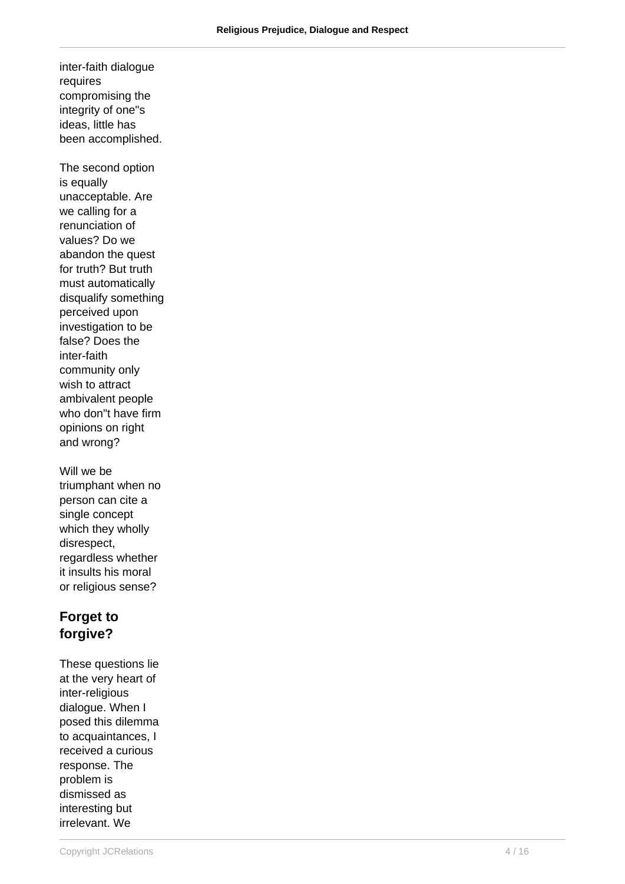inter-faith dialogue requires compromising the integrity of one''s ideas, little has been accomplished.

The second option is equally unacceptable. Are we calling for a renunciation of values? Do we abandon the quest for truth? But truth must automatically disqualify something perceived upon investigation to be false? Does the inter-faith community only wish to attract ambivalent people who don''t have firm opinions on right and wrong?

Will we be triumphant when no person can cite a single concept which they wholly disrespect, regardless whether it insults his moral or religious sense?

## Forget to forgive?

These questions lie at the very heart of inter-religious dialogue. When I posed this dilemma to acquaintances, I received a curious response. The problem is dismissed as interesting but irrelevant. We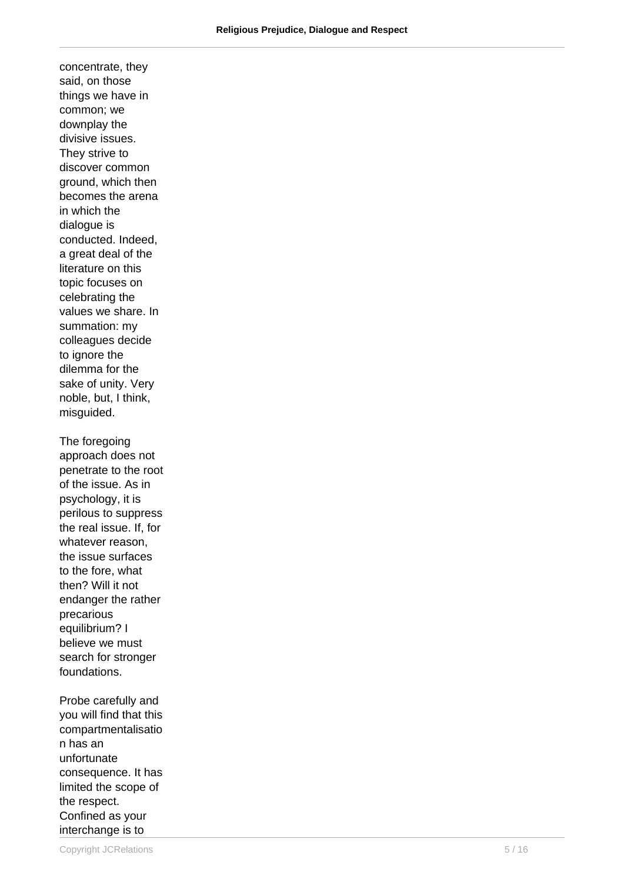concentrate, they said, on those things we have in common; we downplay the divisive issues. They strive to discover common ground, which then becomes the arena in which the dialogue is conducted. Indeed, a great deal of the literature on this topic focuses on celebrating the values we share. In summation: my colleagues decide to ignore the dilemma for the sake of unity. Very noble, but, I think, misguided.

The foregoing approach does not penetrate to the root of the issue. As in psychology, it is perilous to suppress the real issue. If, for whatever reason, the issue surfaces to the fore, what then? Will it not endanger the rather precarious equilibrium? I believe we must search for stronger foundations.

Probe carefully and you will find that this compartmentalisation has an unfortunate consequence. It has limited the scope of the respect. Confined as your interchange is to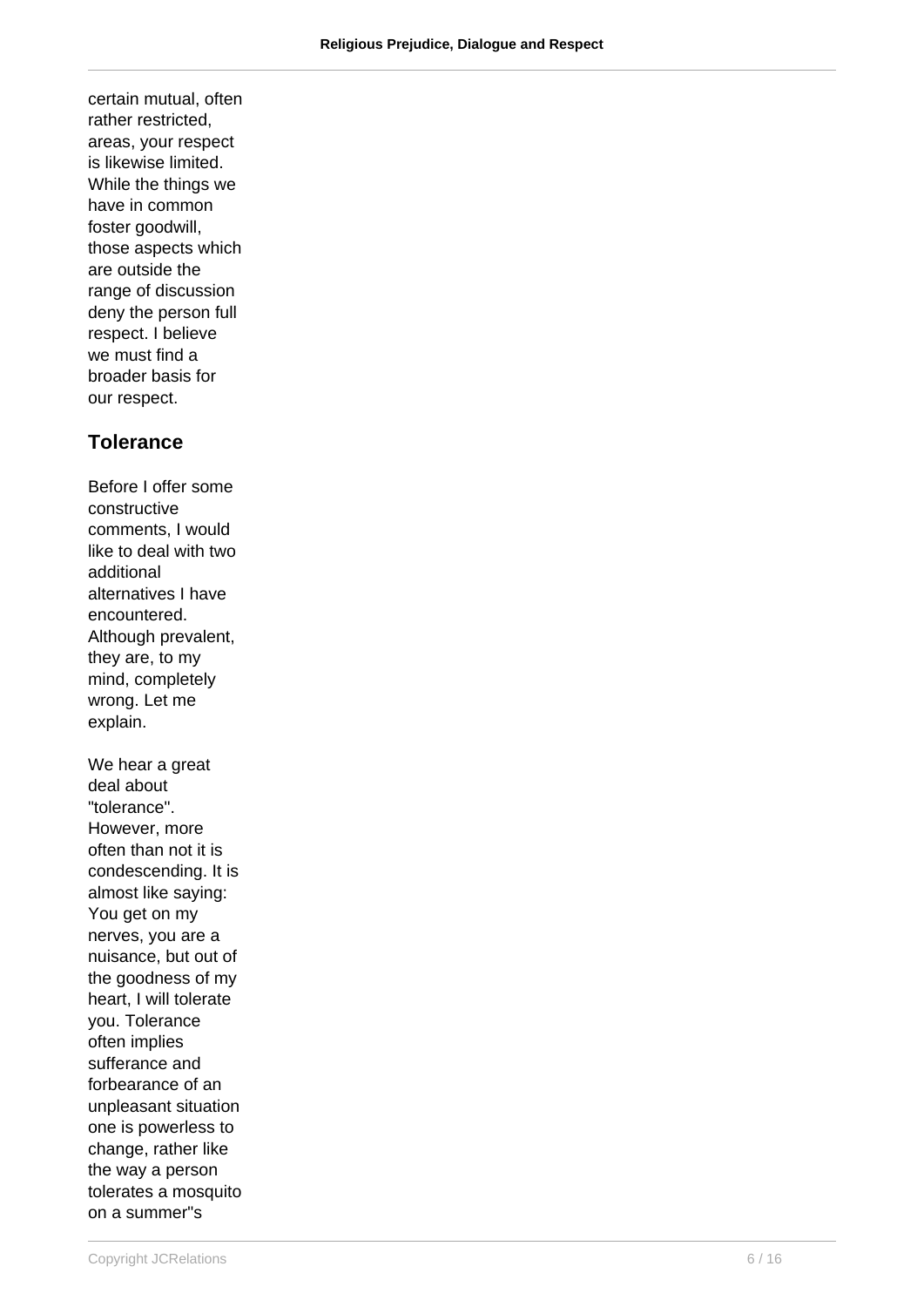certain mutual, often rather restricted, areas, your respect is likewise limited. While the things we have in common foster goodwill, those aspects which are outside the range of discussion deny the person full respect. I believe we must find a broader basis for our respect.

## Tolerance

Before I offer some constructive comments, I would like to deal with two additional alternatives I have encountered. Although prevalent, they are, to my mind, completely wrong. Let me explain.

We hear a great deal about "tolerance". However, more often than not it is condescending. It is almost like saying: You get on my nerves, you are a nuisance, but out of the goodness of my heart, I will tolerate you. Tolerance often implies sufferance and forbearance of an unpleasant situation one is powerless to change, rather like the way a person tolerates a mosquito on a summer"s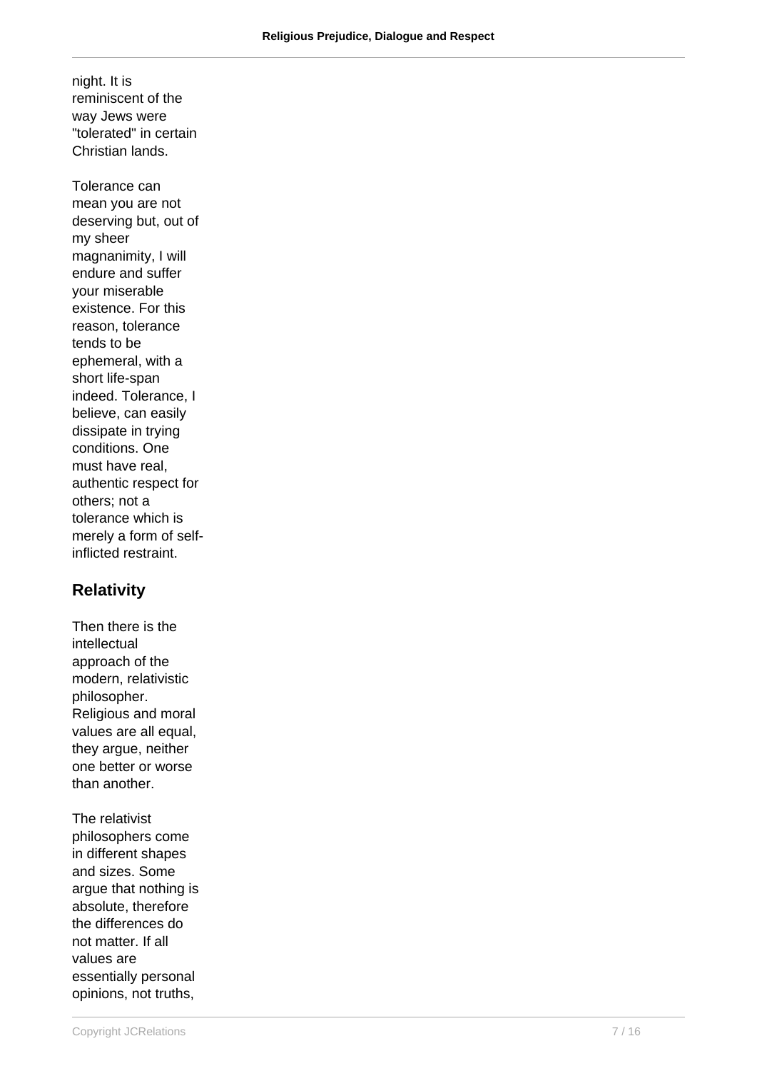night. It is reminiscent of the way Jews were "tolerated" in certain Christian lands.

Tolerance can mean you are not deserving but, out of my sheer magnanimity, I will endure and suffer your miserable existence. For this reason, tolerance tends to be ephemeral, with a short life-span indeed. Tolerance, I believe, can easily dissipate in trying conditions. One must have real, authentic respect for others; not a tolerance which is merely a form of self-inflicted restraint.

## Relativity

Then there is the intellectual approach of the modern, relativistic philosopher. Religious and moral values are all equal, they argue, neither one better or worse than another.

The relativist philosophers come in different shapes and sizes. Some argue that nothing is absolute, therefore the differences do not matter. If all values are essentially personal opinions, not truths,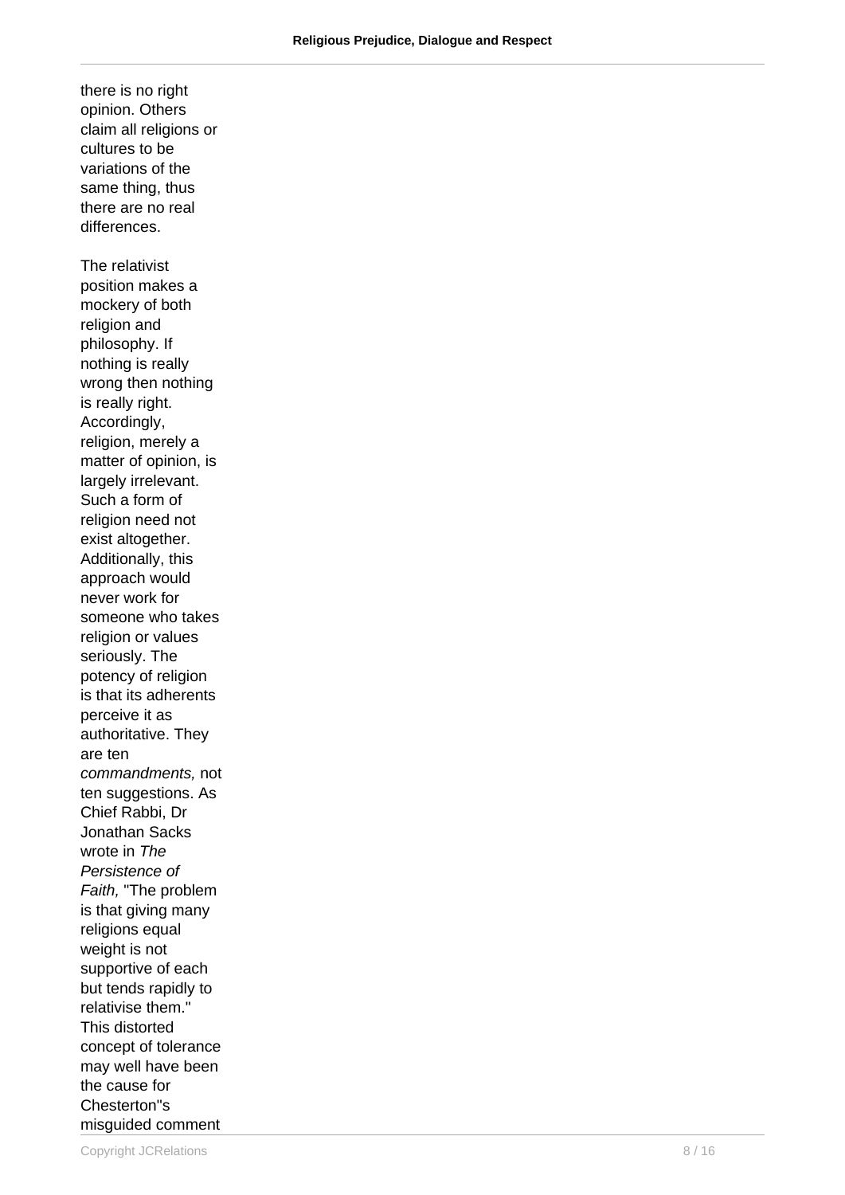there is no right opinion. Others claim all religions or cultures to be variations of the same thing, thus there are no real differences.

The relativist position makes a mockery of both religion and philosophy. If nothing is really wrong then nothing is really right. Accordingly, religion, merely a matter of opinion, is largely irrelevant. Such a form of religion need not exist altogether. Additionally, this approach would never work for someone who takes religion or values seriously. The potency of religion is that its adherents perceive it as authoritative. They are ten *commandments,* not ten suggestions. As Chief Rabbi, Dr Jonathan Sacks wrote in *The Persistence of Faith,* "The problem is that giving many religions equal weight is not supportive of each but tends rapidly to relativise them." This distorted concept of tolerance may well have been the cause for Chesterton"s misguided comment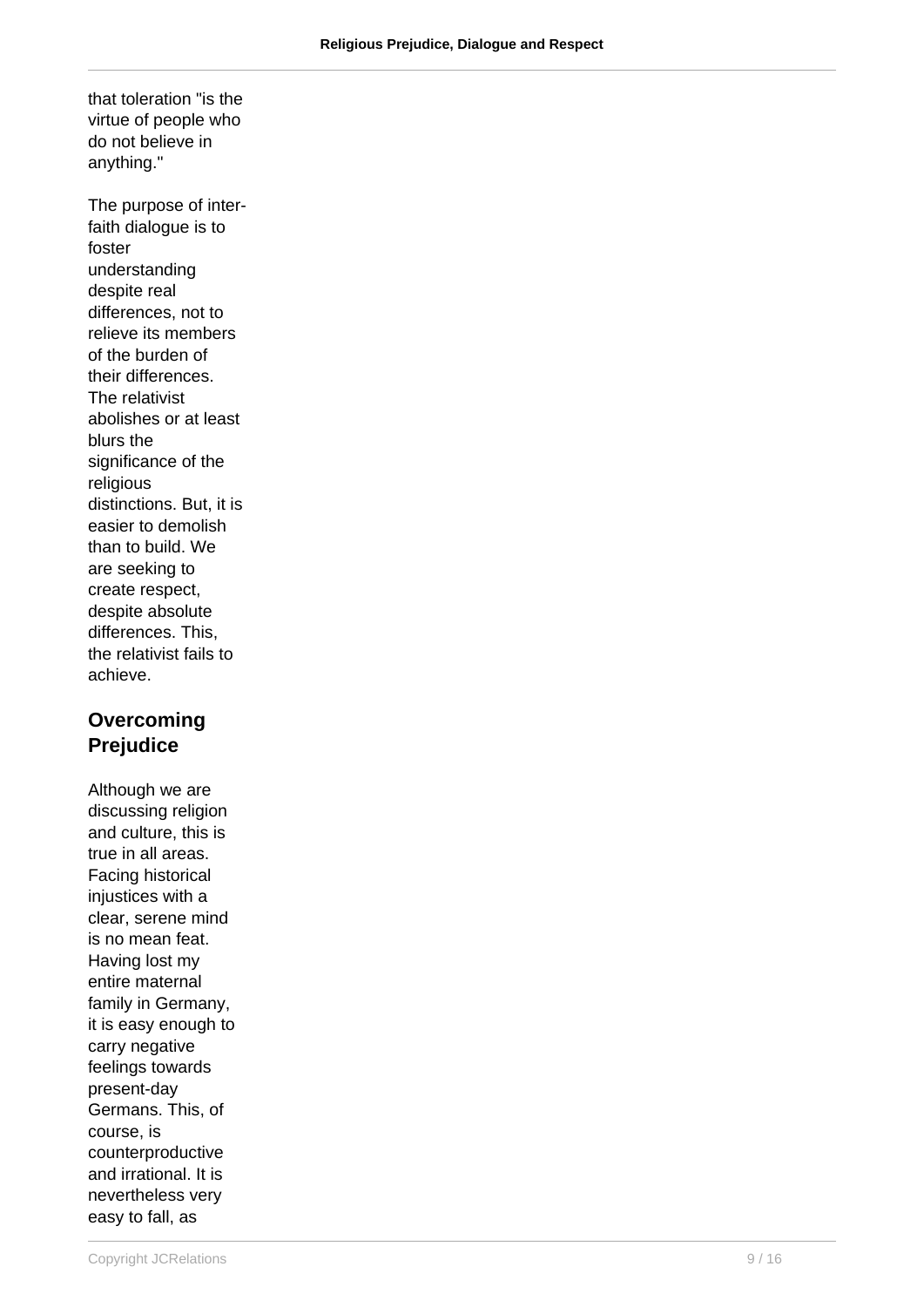that toleration "is the virtue of people who do not believe in anything."

The purpose of inter-faith dialogue is to foster understanding despite real differences, not to relieve its members of the burden of their differences. The relativist abolishes or at least blurs the significance of the religious distinctions. But, it is easier to demolish than to build. We are seeking to create respect, despite absolute differences. This, the relativist fails to achieve.

## Overcoming Prejudice

Although we are discussing religion and culture, this is true in all areas. Facing historical injustices with a clear, serene mind is no mean feat. Having lost my entire maternal family in Germany, it is easy enough to carry negative feelings towards present-day Germans. This, of course, is counterproductive and irrational. It is nevertheless very easy to fall, as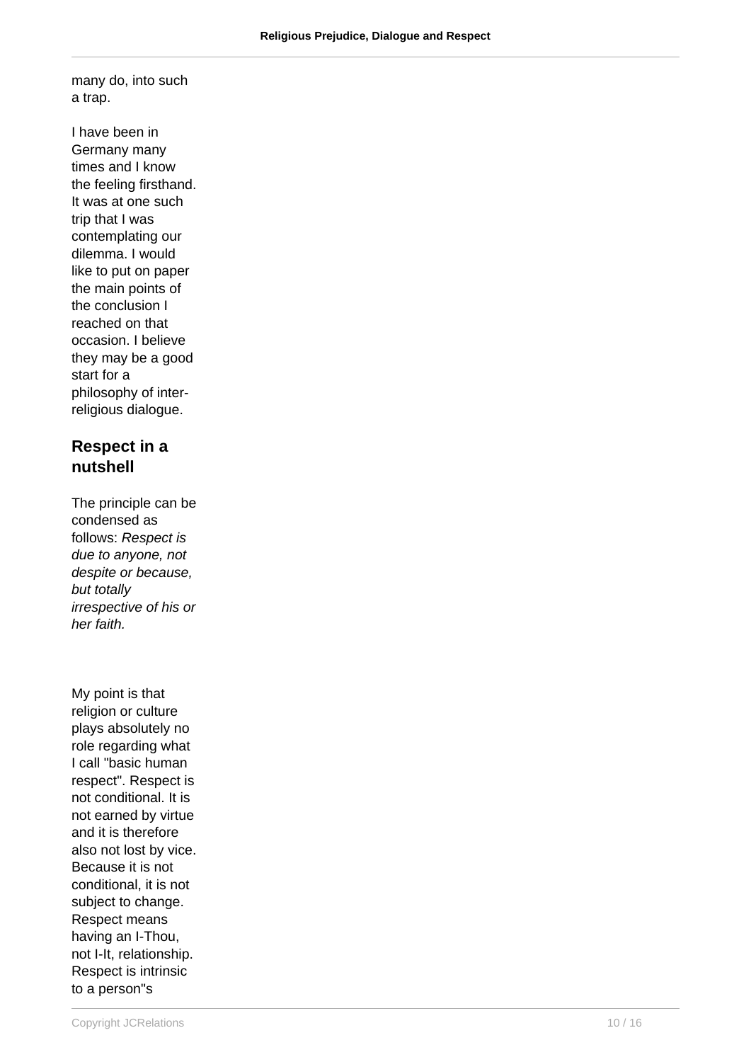many do, into such a trap.

I have been in Germany many times and I know the feeling firsthand. It was at one such trip that I was contemplating our dilemma. I would like to put on paper the main points of the conclusion I reached on that occasion. I believe they may be a good start for a philosophy of inter-religious dialogue.

## Respect in a nutshell

The principle can be condensed as follows: *Respect is due to anyone, not despite or because, but totally irrespective of his or her faith.*

My point is that religion or culture plays absolutely no role regarding what I call "basic human respect". Respect is not conditional. It is not earned by virtue and it is therefore also not lost by vice. Because it is not conditional, it is not subject to change. Respect means having an I-Thou, not I-It, relationship. Respect is intrinsic to a person"s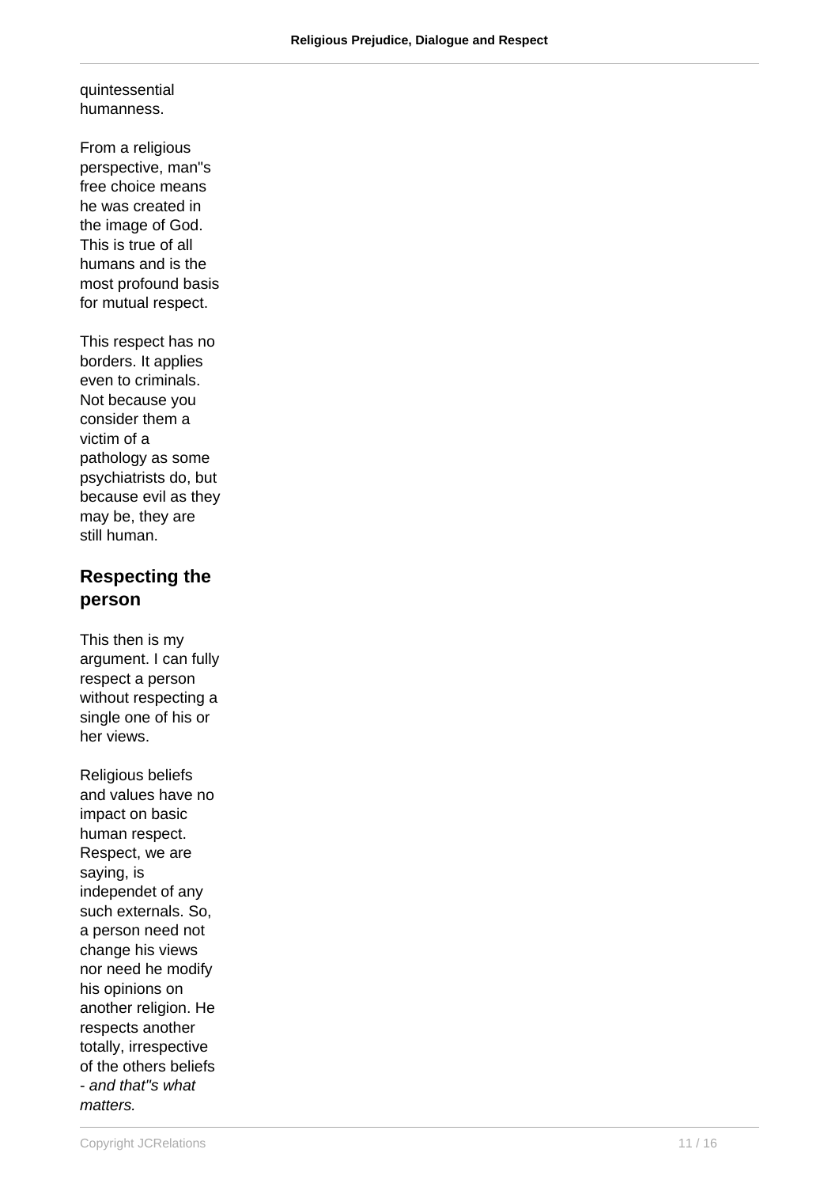quintessential humanness.

From a religious perspective, man"s free choice means he was created in the image of God. This is true of all humans and is the most profound basis for mutual respect.

This respect has no borders. It applies even to criminals. Not because you consider them a victim of a pathology as some psychiatrists do, but because evil as they may be, they are still human.

## Respecting the person

This then is my argument. I can fully respect a person without respecting a single one of his or her views.

Religious beliefs and values have no impact on basic human respect. Respect, we are saying, is independet of any such externals. So, a person need not change his views nor need he modify his opinions on another religion. He respects another totally, irrespective of the others beliefs - *and that"s what matters.*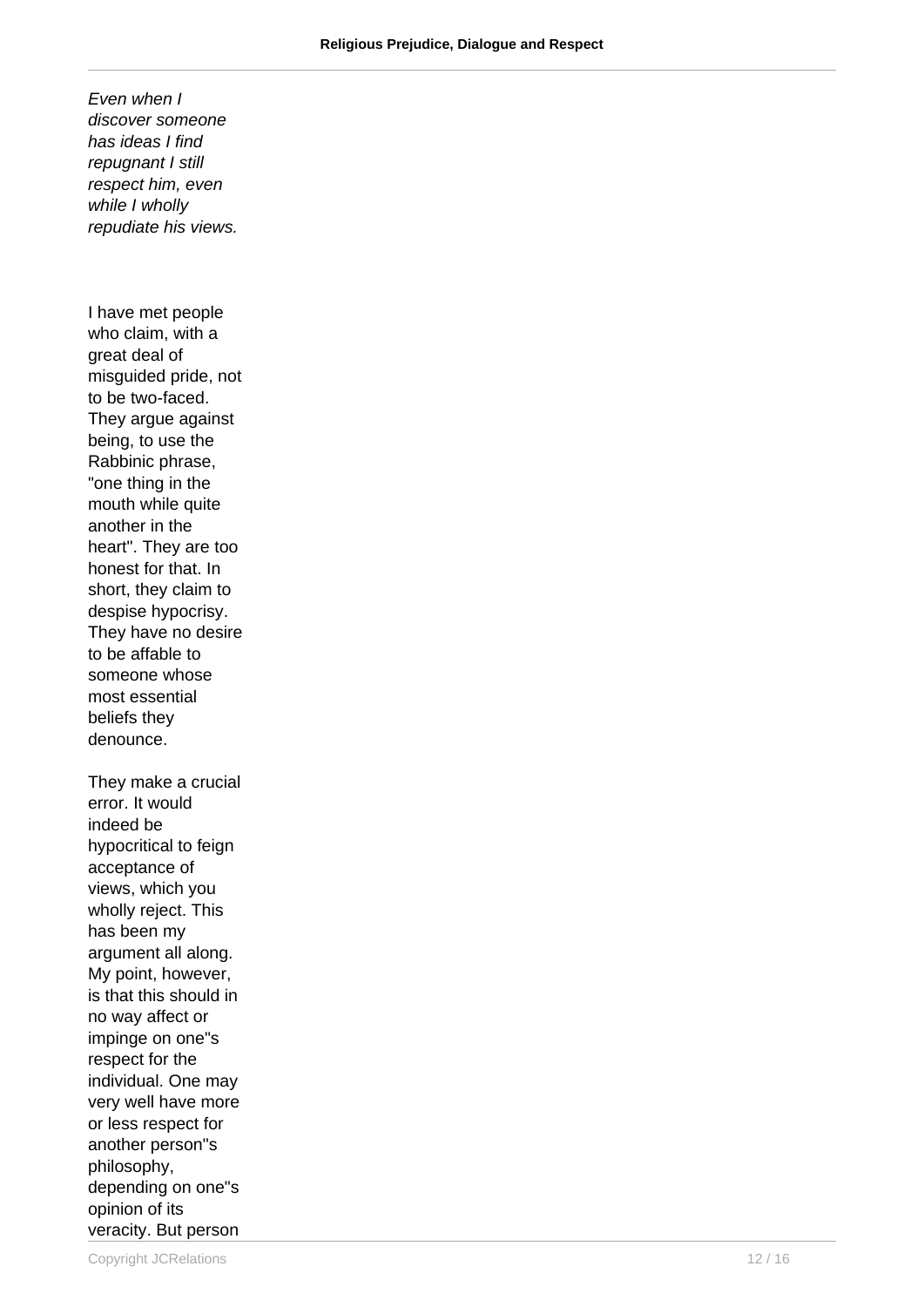*Even when I discover someone has ideas I find repugnant I still respect him, even while I wholly repudiate his views.*

I have met people who claim, with a great deal of misguided pride, not to be two-faced. They argue against being, to use the Rabbinic phrase, "one thing in the mouth while quite another in the heart". They are too honest for that. In short, they claim to despise hypocrisy. They have no desire to be affable to someone whose most essential beliefs they denounce.

They make a crucial error. It would indeed be hypocritical to feign acceptance of views, which you wholly reject. This has been my argument all along. My point, however, is that this should in no way affect or impinge on one"s respect for the individual. One may very well have more or less respect for another person"s philosophy, depending on one"s opinion of its veracity. But person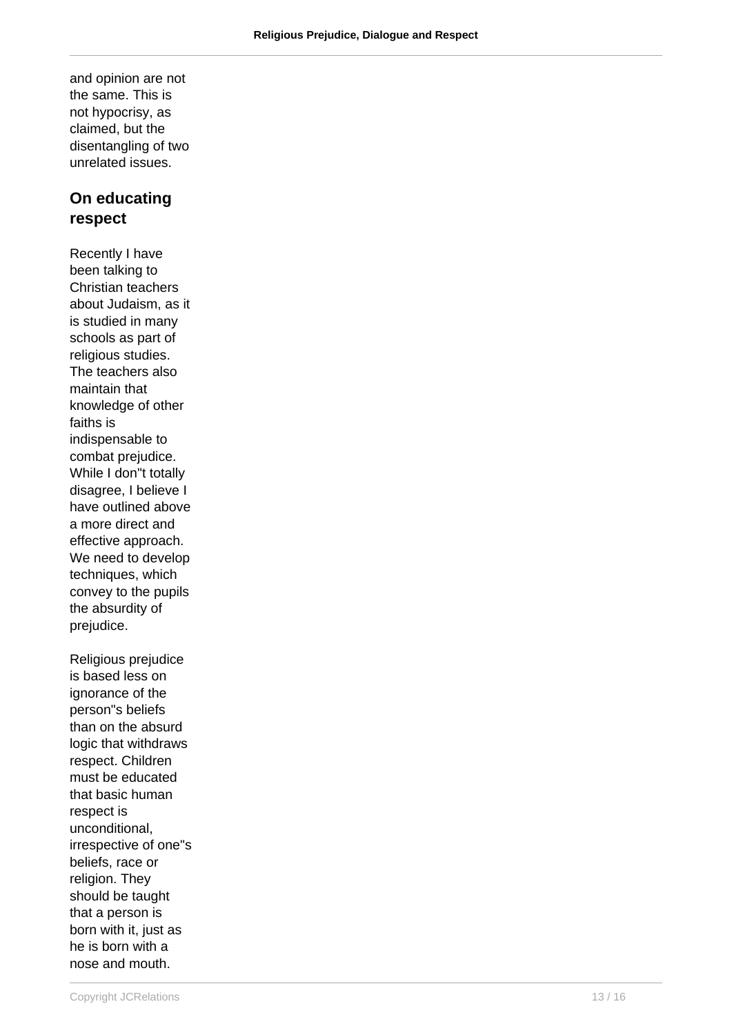and opinion are not the same. This is not hypocrisy, as claimed, but the disentangling of two unrelated issues.

## On educating respect

Recently I have been talking to Christian teachers about Judaism, as it is studied in many schools as part of religious studies. The teachers also maintain that knowledge of other faiths is indispensable to combat prejudice. While I don"t totally disagree, I believe I have outlined above a more direct and effective approach. We need to develop techniques, which convey to the pupils the absurdity of prejudice.

Religious prejudice is based less on ignorance of the person"s beliefs than on the absurd logic that withdraws respect. Children must be educated that basic human respect is unconditional, irrespective of one"s beliefs, race or religion. They should be taught that a person is born with it, just as he is born with a nose and mouth.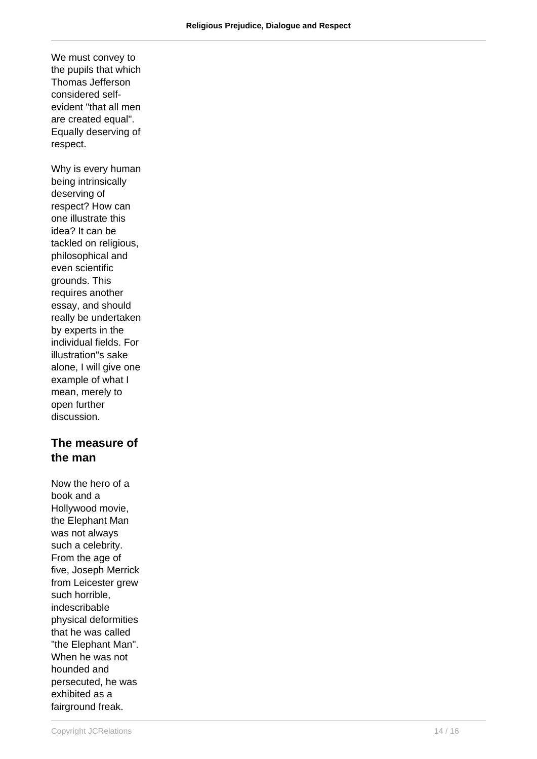We must convey to the pupils that which Thomas Jefferson considered self-evident "that all men are created equal". Equally deserving of respect.

Why is every human being intrinsically deserving of respect? How can one illustrate this idea? It can be tackled on religious, philosophical and even scientific grounds. This requires another essay, and should really be undertaken by experts in the individual fields. For illustration"s sake alone, I will give one example of what I mean, merely to open further discussion.

## The measure of the man

Now the hero of a book and a Hollywood movie, the Elephant Man was not always such a celebrity. From the age of five, Joseph Merrick from Leicester grew such horrible, indescribable physical deformities that he was called "the Elephant Man". When he was not hounded and persecuted, he was exhibited as a fairground freak.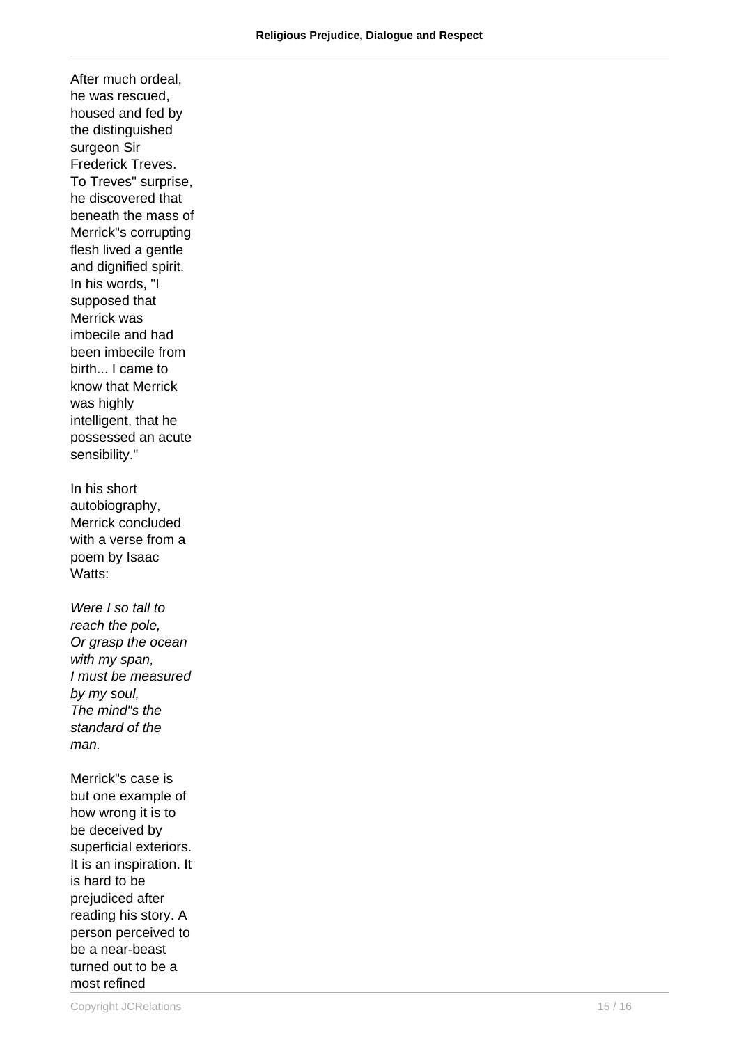After much ordeal, he was rescued, housed and fed by the distinguished surgeon Sir Frederick Treves. To Treves" surprise, he discovered that beneath the mass of Merrick"s corrupting flesh lived a gentle and dignified spirit. In his words, "I supposed that Merrick was imbecile and had been imbecile from birth... I came to know that Merrick was highly intelligent, that he possessed an acute sensibility."

In his short autobiography, Merrick concluded with a verse from a poem by Isaac Watts:

*Were I so tall to reach the pole,*
*Or grasp the ocean with my span,*
*I must be measured by my soul,*
*The mind"s the standard of the man.*

Merrick"s case is but one example of how wrong it is to be deceived by superficial exteriors. It is an inspiration. It is hard to be prejudiced after reading his story. A person perceived to be a near-beast turned out to be a most refined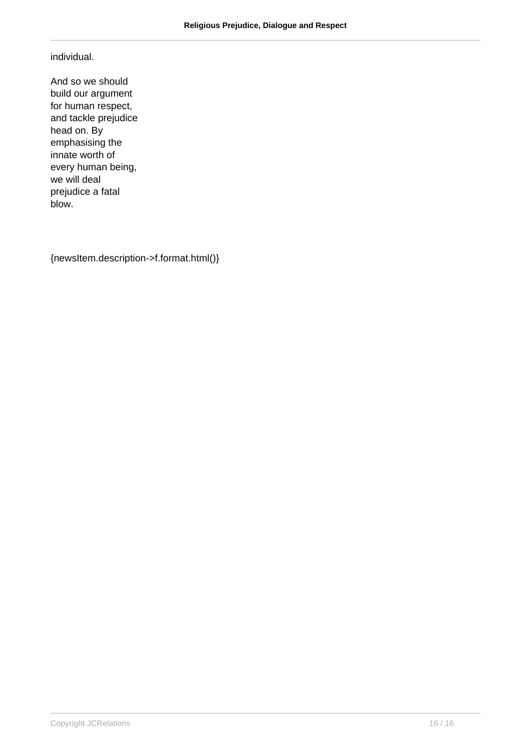individual.

And so we should build our argument for human respect, and tackle prejudice head on. By emphasising the innate worth of every human being, we will deal prejudice a fatal blow.

{newsItem.description->f.format.html()}